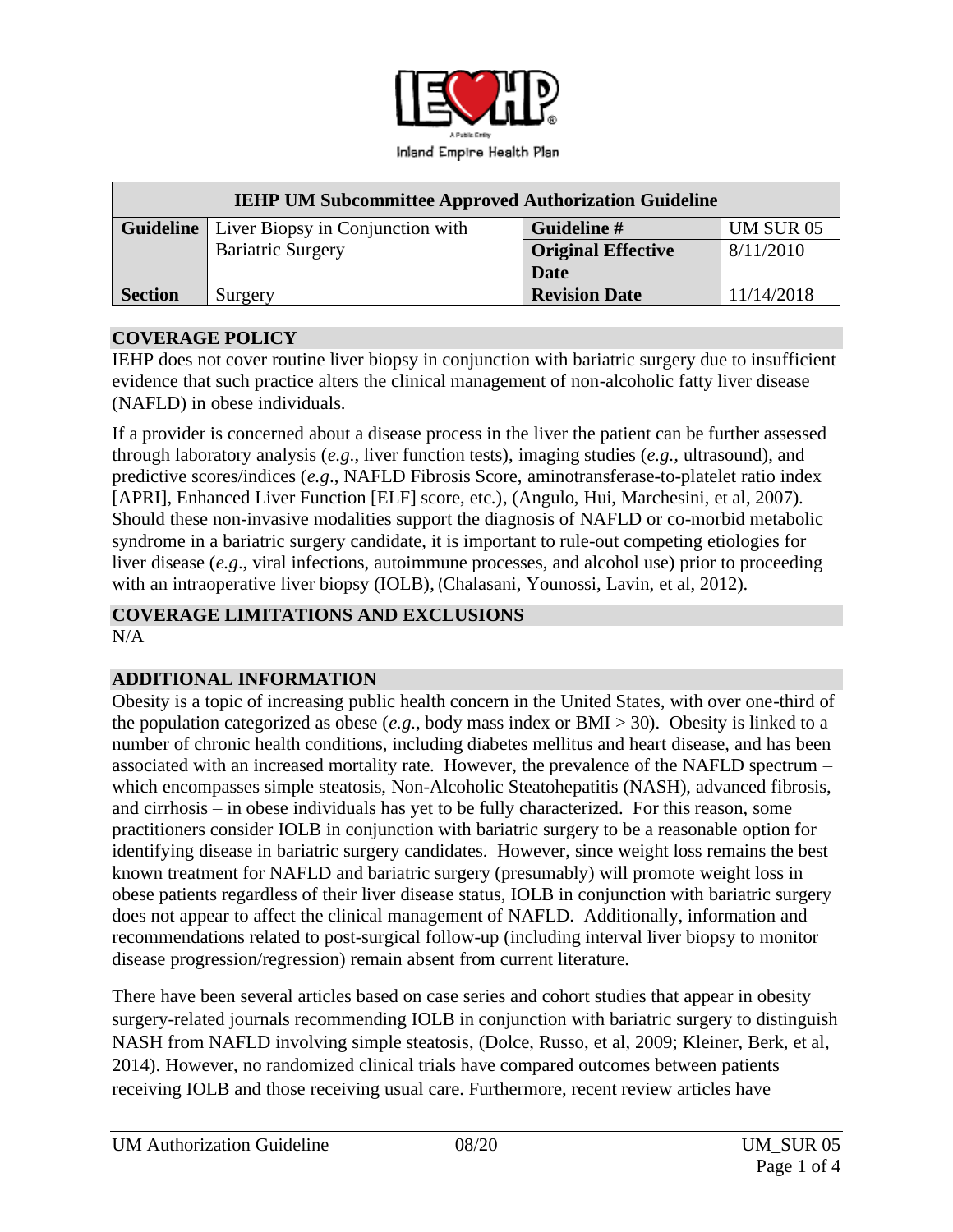Inland Empire Health Plan

| IEHP UM Subcommittee Approved Authorization Guideline | | | |
|---|---|---|---|
| **Guideline** | Liver Biopsy in Conjunction with Bariatric Surgery | **Guideline #** | UM SUR 05 |
| | | **Original Effective Date** | 8/11/2010 |
| **Section** | Surgery | **Revision Date** | 11/14/2018 |

## COVERAGE POLICY

IEHP does not cover routine liver biopsy in conjunction with bariatric surgery due to insufficient evidence that such practice alters the clinical management of non-alcoholic fatty liver disease (NAFLD) in obese individuals.

If a provider is concerned about a disease process in the liver the patient can be further assessed through laboratory analysis (*e.g.*, liver function tests), imaging studies (*e.g.*, ultrasound), and predictive scores/indices (*e.g*., NAFLD Fibrosis Score, aminotransferase-to-platelet ratio index [APRI], Enhanced Liver Function [ELF] score, etc.), (Angulo, Hui, Marchesini, et al, 2007). Should these non-invasive modalities support the diagnosis of NAFLD or co-morbid metabolic syndrome in a bariatric surgery candidate, it is important to rule-out competing etiologies for liver disease (*e.g*., viral infections, autoimmune processes, and alcohol use) prior to proceeding with an intraoperative liver biopsy (IOLB), (Chalasani, Younossi, Lavin, et al, 2012).

## COVERAGE LIMITATIONS AND EXCLUSIONS

N/A

## ADDITIONAL INFORMATION

Obesity is a topic of increasing public health concern in the United States, with over one-third of the population categorized as obese (*e.g.*, body mass index or BMI > 30). Obesity is linked to a number of chronic health conditions, including diabetes mellitus and heart disease, and has been associated with an increased mortality rate. However, the prevalence of the NAFLD spectrum – which encompasses simple steatosis, Non-Alcoholic Steatohepatitis (NASH), advanced fibrosis, and cirrhosis – in obese individuals has yet to be fully characterized. For this reason, some practitioners consider IOLB in conjunction with bariatric surgery to be a reasonable option for identifying disease in bariatric surgery candidates. However, since weight loss remains the best known treatment for NAFLD and bariatric surgery (presumably) will promote weight loss in obese patients regardless of their liver disease status, IOLB in conjunction with bariatric surgery does not appear to affect the clinical management of NAFLD. Additionally, information and recommendations related to post-surgical follow-up (including interval liver biopsy to monitor disease progression/regression) remain absent from current literature.

There have been several articles based on case series and cohort studies that appear in obesity surgery-related journals recommending IOLB in conjunction with bariatric surgery to distinguish NASH from NAFLD involving simple steatosis, (Dolce, Russo, et al, 2009; Kleiner, Berk, et al, 2014). However, no randomized clinical trials have compared outcomes between patients receiving IOLB and those receiving usual care. Furthermore, recent review articles have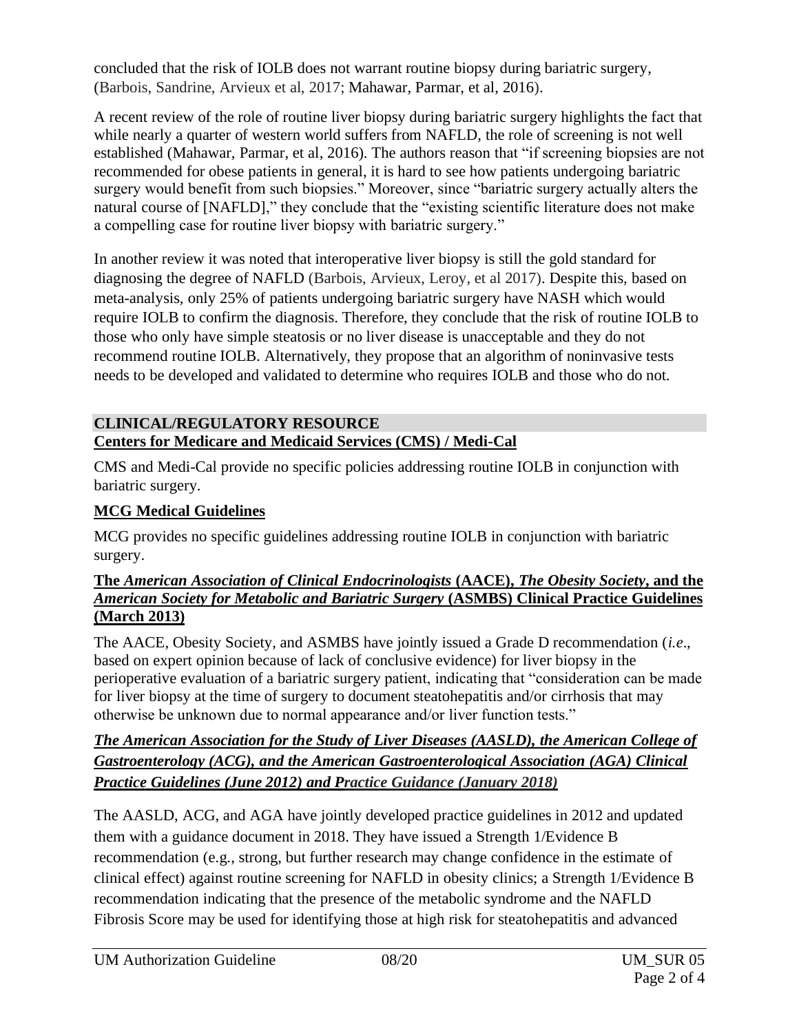concluded that the risk of IOLB does not warrant routine biopsy during bariatric surgery, (Barbois, Sandrine, Arvieux et al, 2017; Mahawar, Parmar, et al, 2016).

A recent review of the role of routine liver biopsy during bariatric surgery highlights the fact that while nearly a quarter of western world suffers from NAFLD, the role of screening is not well established (Mahawar, Parmar, et al, 2016). The authors reason that "if screening biopsies are not recommended for obese patients in general, it is hard to see how patients undergoing bariatric surgery would benefit from such biopsies." Moreover, since "bariatric surgery actually alters the natural course of [NAFLD]," they conclude that the "existing scientific literature does not make a compelling case for routine liver biopsy with bariatric surgery."

In another review it was noted that interoperative liver biopsy is still the gold standard for diagnosing the degree of NAFLD (Barbois, Arvieux, Leroy, et al 2017). Despite this, based on meta-analysis, only 25% of patients undergoing bariatric surgery have NASH which would require IOLB to confirm the diagnosis. Therefore, they conclude that the risk of routine IOLB to those who only have simple steatosis or no liver disease is unacceptable and they do not recommend routine IOLB. Alternatively, they propose that an algorithm of noninvasive tests needs to be developed and validated to determine who requires IOLB and those who do not.

## CLINICAL/REGULATORY RESOURCE

### Centers for Medicare and Medicaid Services (CMS) / Medi-Cal

CMS and Medi-Cal provide no specific policies addressing routine IOLB in conjunction with bariatric surgery.

### MCG Medical Guidelines

MCG provides no specific guidelines addressing routine IOLB in conjunction with bariatric surgery.

### The *American Association of Clinical Endocrinologists* (AACE), *The Obesity Society*, and the *American Society for Metabolic and Bariatric Surgery* (ASMBS) Clinical Practice Guidelines (March 2013)

The AACE, Obesity Society, and ASMBS have jointly issued a Grade D recommendation (*i.e*., based on expert opinion because of lack of conclusive evidence) for liver biopsy in the perioperative evaluation of a bariatric surgery patient, indicating that "consideration can be made for liver biopsy at the time of surgery to document steatohepatitis and/or cirrhosis that may otherwise be unknown due to normal appearance and/or liver function tests."

### *The American Association for the Study of Liver Diseases (AASLD), the American College of Gastroenterology (ACG), and the American Gastroenterological Association (AGA) Clinical Practice Guidelines (June 2012) and Practice Guidance (January 2018)*

The AASLD, ACG, and AGA have jointly developed practice guidelines in 2012 and updated them with a guidance document in 2018. They have issued a Strength 1/Evidence B recommendation (e.g., strong, but further research may change confidence in the estimate of clinical effect) against routine screening for NAFLD in obesity clinics; a Strength 1/Evidence B recommendation indicating that the presence of the metabolic syndrome and the NAFLD Fibrosis Score may be used for identifying those at high risk for steatohepatitis and advanced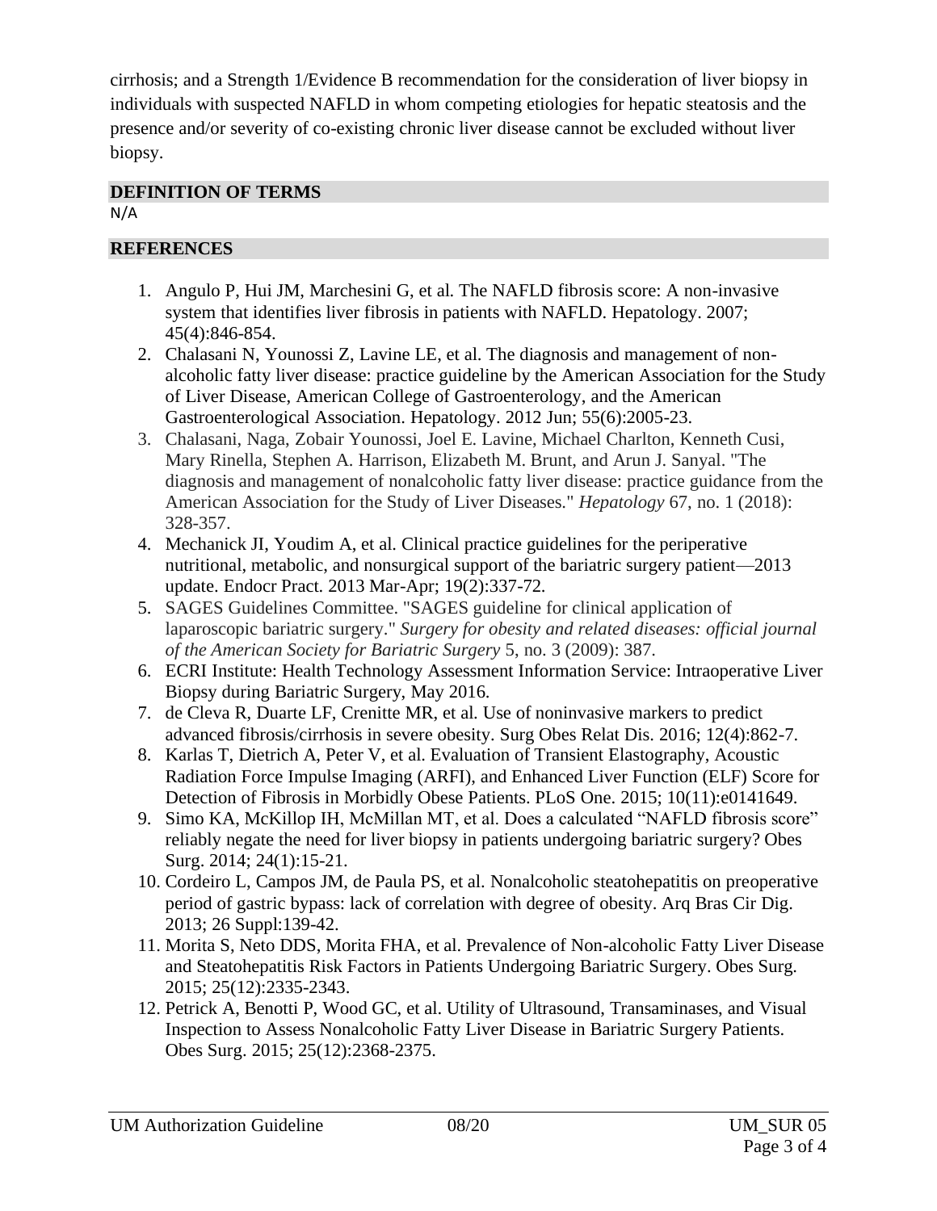cirrhosis; and a Strength 1/Evidence B recommendation for the consideration of liver biopsy in individuals with suspected NAFLD in whom competing etiologies for hepatic steatosis and the presence and/or severity of co-existing chronic liver disease cannot be excluded without liver biopsy.

## DEFINITION OF TERMS

N/A

## REFERENCES

1. Angulo P, Hui JM, Marchesini G, et al. The NAFLD fibrosis score: A non-invasive system that identifies liver fibrosis in patients with NAFLD. Hepatology. 2007; 45(4):846-854.
2. Chalasani N, Younossi Z, Lavine LE, et al. The diagnosis and management of non-alcoholic fatty liver disease: practice guideline by the American Association for the Study of Liver Disease, American College of Gastroenterology, and the American Gastroenterological Association. Hepatology. 2012 Jun; 55(6):2005-23.
3. Chalasani, Naga, Zobair Younossi, Joel E. Lavine, Michael Charlton, Kenneth Cusi, Mary Rinella, Stephen A. Harrison, Elizabeth M. Brunt, and Arun J. Sanyal. "The diagnosis and management of nonalcoholic fatty liver disease: practice guidance from the American Association for the Study of Liver Diseases." *Hepatology* 67, no. 1 (2018): 328-357.
4. Mechanick JI, Youdim A, et al. Clinical practice guidelines for the periperative nutritional, metabolic, and nonsurgical support of the bariatric surgery patient—2013 update. Endocr Pract. 2013 Mar-Apr; 19(2):337-72.
5. SAGES Guidelines Committee. "SAGES guideline for clinical application of laparoscopic bariatric surgery." *Surgery for obesity and related diseases: official journal of the American Society for Bariatric Surgery* 5, no. 3 (2009): 387.
6. ECRI Institute: Health Technology Assessment Information Service: Intraoperative Liver Biopsy during Bariatric Surgery, May 2016.
7. de Cleva R, Duarte LF, Crenitte MR, et al. Use of noninvasive markers to predict advanced fibrosis/cirrhosis in severe obesity. Surg Obes Relat Dis. 2016; 12(4):862-7.
8. Karlas T, Dietrich A, Peter V, et al. Evaluation of Transient Elastography, Acoustic Radiation Force Impulse Imaging (ARFI), and Enhanced Liver Function (ELF) Score for Detection of Fibrosis in Morbidly Obese Patients. PLoS One. 2015; 10(11):e0141649.
9. Simo KA, McKillop IH, McMillan MT, et al. Does a calculated "NAFLD fibrosis score" reliably negate the need for liver biopsy in patients undergoing bariatric surgery? Obes Surg. 2014; 24(1):15-21.
10. Cordeiro L, Campos JM, de Paula PS, et al. Nonalcoholic steatohepatitis on preoperative period of gastric bypass: lack of correlation with degree of obesity. Arq Bras Cir Dig. 2013; 26 Suppl:139-42.
11. Morita S, Neto DDS, Morita FHA, et al. Prevalence of Non-alcoholic Fatty Liver Disease and Steatohepatitis Risk Factors in Patients Undergoing Bariatric Surgery. Obes Surg. 2015; 25(12):2335-2343.
12. Petrick A, Benotti P, Wood GC, et al. Utility of Ultrasound, Transaminases, and Visual Inspection to Assess Nonalcoholic Fatty Liver Disease in Bariatric Surgery Patients. Obes Surg. 2015; 25(12):2368-2375.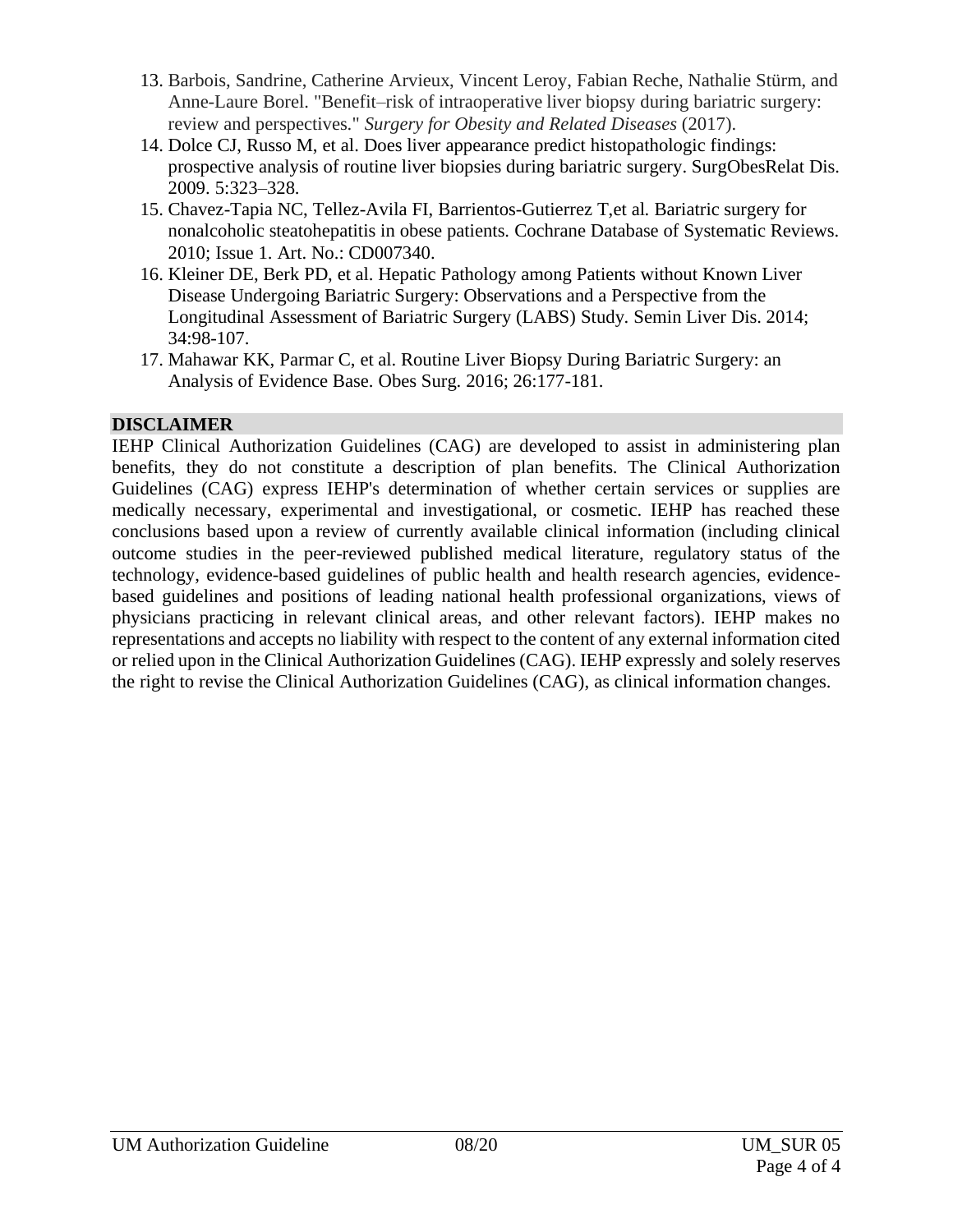13. Barbois, Sandrine, Catherine Arvieux, Vincent Leroy, Fabian Reche, Nathalie Stürm, and Anne-Laure Borel. "Benefit–risk of intraoperative liver biopsy during bariatric surgery: review and perspectives." *Surgery for Obesity and Related Diseases* (2017).
14. Dolce CJ, Russo M, et al. Does liver appearance predict histopathologic findings: prospective analysis of routine liver biopsies during bariatric surgery. SurgObesRelat Dis. 2009. 5:323–328.
15. Chavez-Tapia NC, Tellez-Avila FI, Barrientos-Gutierrez T,et al. Bariatric surgery for nonalcoholic steatohepatitis in obese patients. Cochrane Database of Systematic Reviews. 2010; Issue 1. Art. No.: CD007340.
16. Kleiner DE, Berk PD, et al. Hepatic Pathology among Patients without Known Liver Disease Undergoing Bariatric Surgery: Observations and a Perspective from the Longitudinal Assessment of Bariatric Surgery (LABS) Study. Semin Liver Dis. 2014; 34:98-107.
17. Mahawar KK, Parmar C, et al. Routine Liver Biopsy During Bariatric Surgery: an Analysis of Evidence Base. Obes Surg. 2016; 26:177-181.

## DISCLAIMER

IEHP Clinical Authorization Guidelines (CAG) are developed to assist in administering plan benefits, they do not constitute a description of plan benefits. The Clinical Authorization Guidelines (CAG) express IEHP's determination of whether certain services or supplies are medically necessary, experimental and investigational, or cosmetic. IEHP has reached these conclusions based upon a review of currently available clinical information (including clinical outcome studies in the peer-reviewed published medical literature, regulatory status of the technology, evidence-based guidelines of public health and health research agencies, evidence-based guidelines and positions of leading national health professional organizations, views of physicians practicing in relevant clinical areas, and other relevant factors). IEHP makes no representations and accepts no liability with respect to the content of any external information cited or relied upon in the Clinical Authorization Guidelines (CAG). IEHP expressly and solely reserves the right to revise the Clinical Authorization Guidelines (CAG), as clinical information changes.